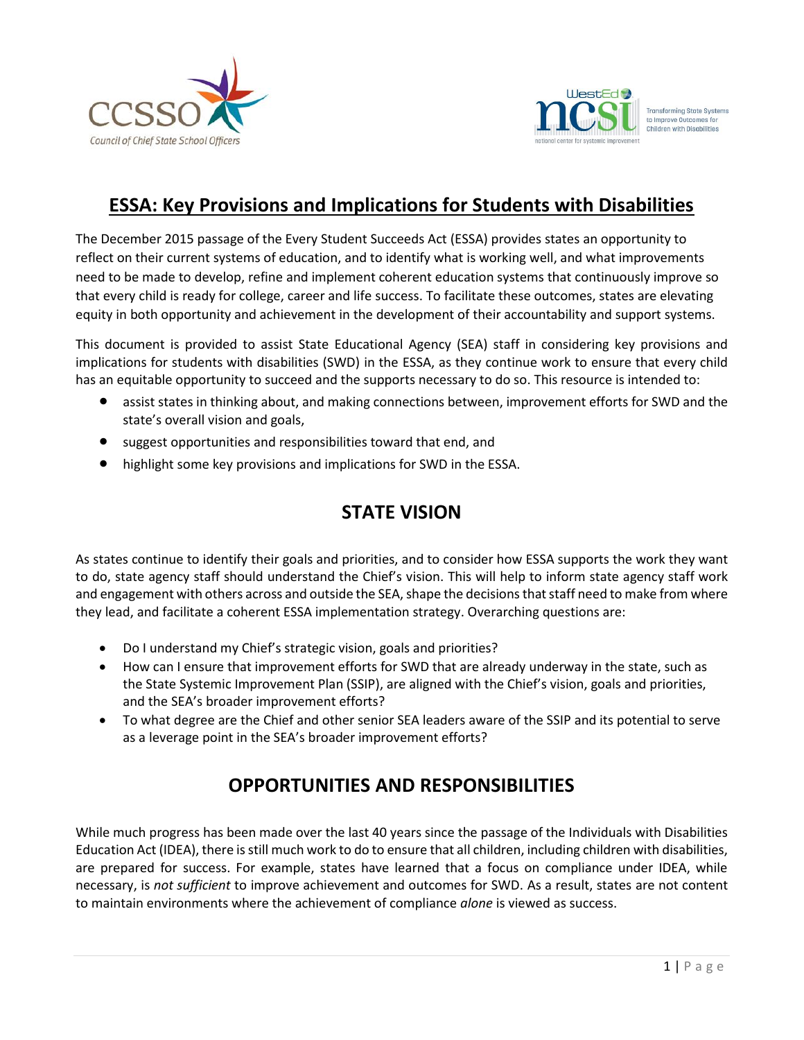# ESSA: Key Provisions and Implications for Students with Disabilities

The December 2015 passage of the Every Student Succeeds Act (ESSA) provides states an opportunity to reflect on their current systems of education, and to identify what is working well, and what improvements need to be made to develop, refine and implement coherent education systems that continuously improve so that every child is ready for college, career and life success. To facilitate these outcomes, states are elevating equity in both opportunity and achievement in the development of their accountability and support systems.

This document is provided to assist State Educational Agency (SEA) staff in considering key provisions and implications for students with disabilities (SWD) in the ESSA, as they continue work to ensure that every child has an equitable opportunity to succeed and the supports necessary to do so. This resource is intended to:

- assist states in thinking about, and making connections between, improvement efforts for SWD and the state's overall vision and goals,
- suggest opportunities and responsibilities toward that end, and
- highlight some key provisions and implications for SWD in the ESSA.

## STATE VISION

As states continue to identify their goals and priorities, and to consider how ESSA supports the work they want to do, state agency staff should understand the Chief's vision. This will help to inform state agency staff work and engagement with others across and outside the SEA, shape the decisions that staff need to make from where they lead, and facilitate a coherent ESSA implementation strategy. Overarching questions are:

- Do I understand my Chief's strategic vision, goals and priorities?
- How can I ensure that improvement efforts for SWD that are already underway in the state, such as the State Systemic Improvement Plan (SSIP), are aligned with the Chief's vision, goals and priorities, and the SEA's broader improvement efforts?
- To what degree are the Chief and other senior SEA leaders aware of the SSIP and its potential to serve as a leverage point in the SEA's broader improvement efforts?

## OPPORTUNITIES AND RESPONSIBILITIES

While much progress has been made over the last 40 years since the passage of the Individuals with Disabilities Education Act (IDEA), there is still much work to do to ensure that all children, including children with disabilities, are prepared for success. For example, states have learned that a focus on compliance under IDEA, while necessary, is *not sufficient* to improve achievement and outcomes for SWD. As a result, states are not content to maintain environments where the achievement of compliance *alone* is viewed as success.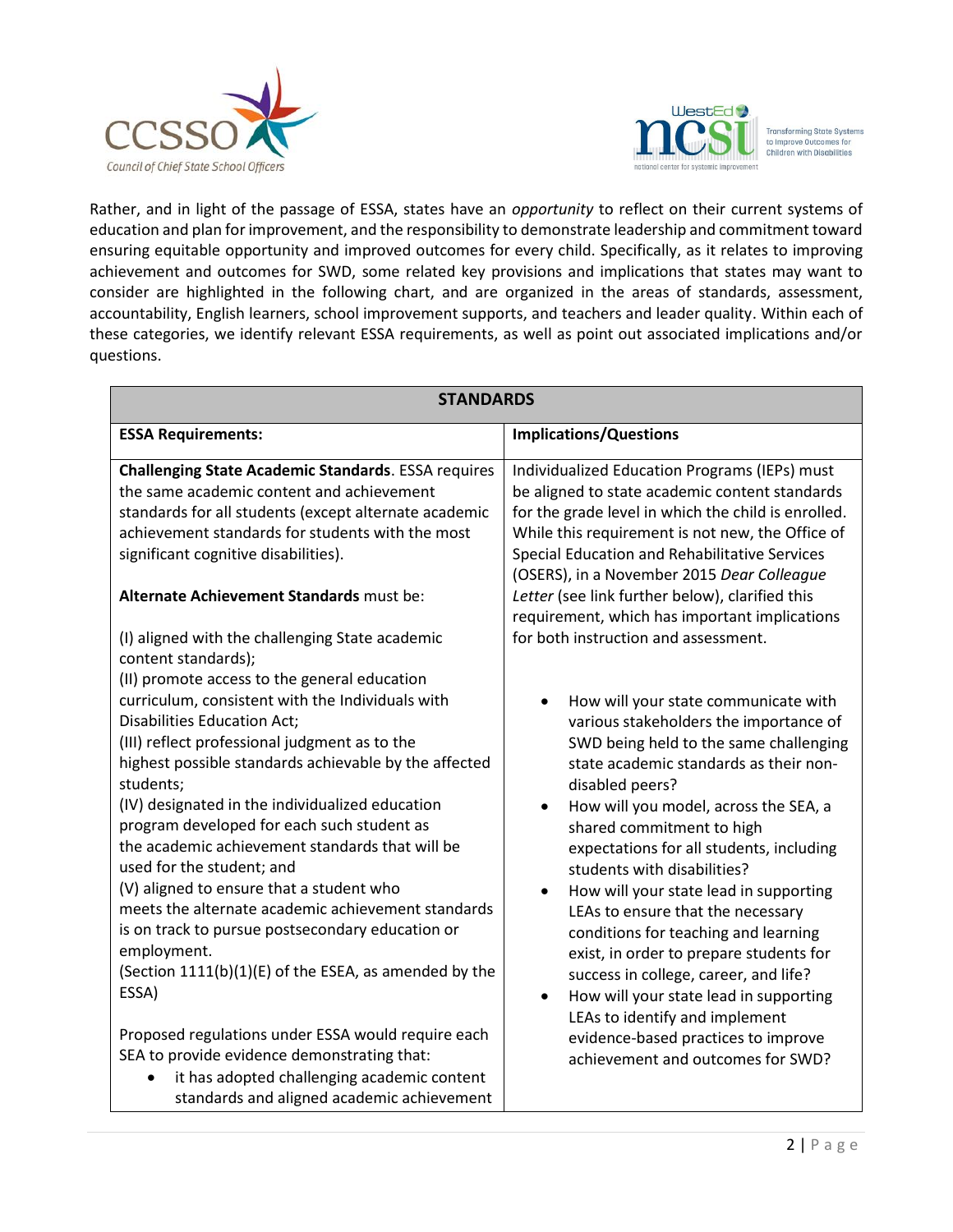Rather, and in light of the passage of ESSA, states have an *opportunity* to reflect on their current systems of education and plan for improvement, and the responsibility to demonstrate leadership and commitment toward ensuring equitable opportunity and improved outcomes for every child. Specifically, as it relates to improving achievement and outcomes for SWD, some related key provisions and implications that states may want to consider are highlighted in the following chart, and are organized in the areas of standards, assessment, accountability, English learners, school improvement supports, and teachers and leader quality. Within each of these categories, we identify relevant ESSA requirements, as well as point out associated implications and/or questions.

| STANDARDS | |
|---|---|
| **ESSA Requirements:** | **Implications/Questions** |
| **Challenging State Academic Standards**. ESSA requires the same academic content and achievement standards for all students (except alternate academic achievement standards for students with the most significant cognitive disabilities).<br><br>**Alternate Achievement Standards** must be:<br><br>(I) aligned with the challenging State academic content standards);<br>(II) promote access to the general education curriculum, consistent with the Individuals with Disabilities Education Act;<br>(III) reflect professional judgment as to the highest possible standards achievable by the affected students;<br>(IV) designated in the individualized education program developed for each such student as the academic achievement standards that will be used for the student; and<br>(V) aligned to ensure that a student who meets the alternate academic achievement standards is on track to pursue postsecondary education or employment.<br>(Section 1111(b)(1)(E) of the ESEA, as amended by the ESSA)<br><br>Proposed regulations under ESSA would require each SEA to provide evidence demonstrating that:<br>• it has adopted challenging academic content standards and aligned academic achievement | Individualized Education Programs (IEPs) must be aligned to state academic content standards for the grade level in which the child is enrolled. While this requirement is not new, the Office of Special Education and Rehabilitative Services (OSERS), in a November 2015 *Dear Colleague Letter* (see link further below), clarified this requirement, which has important implications for both instruction and assessment.<br><br>• How will your state communicate with various stakeholders the importance of SWD being held to the same challenging state academic standards as their non-disabled peers?<br>• How will you model, across the SEA, a shared commitment to high expectations for all students, including students with disabilities?<br>• How will your state lead in supporting LEAs to ensure that the necessary conditions for teaching and learning exist, in order to prepare students for success in college, career, and life?<br>• How will your state lead in supporting LEAs to identify and implement evidence-based practices to improve achievement and outcomes for SWD? |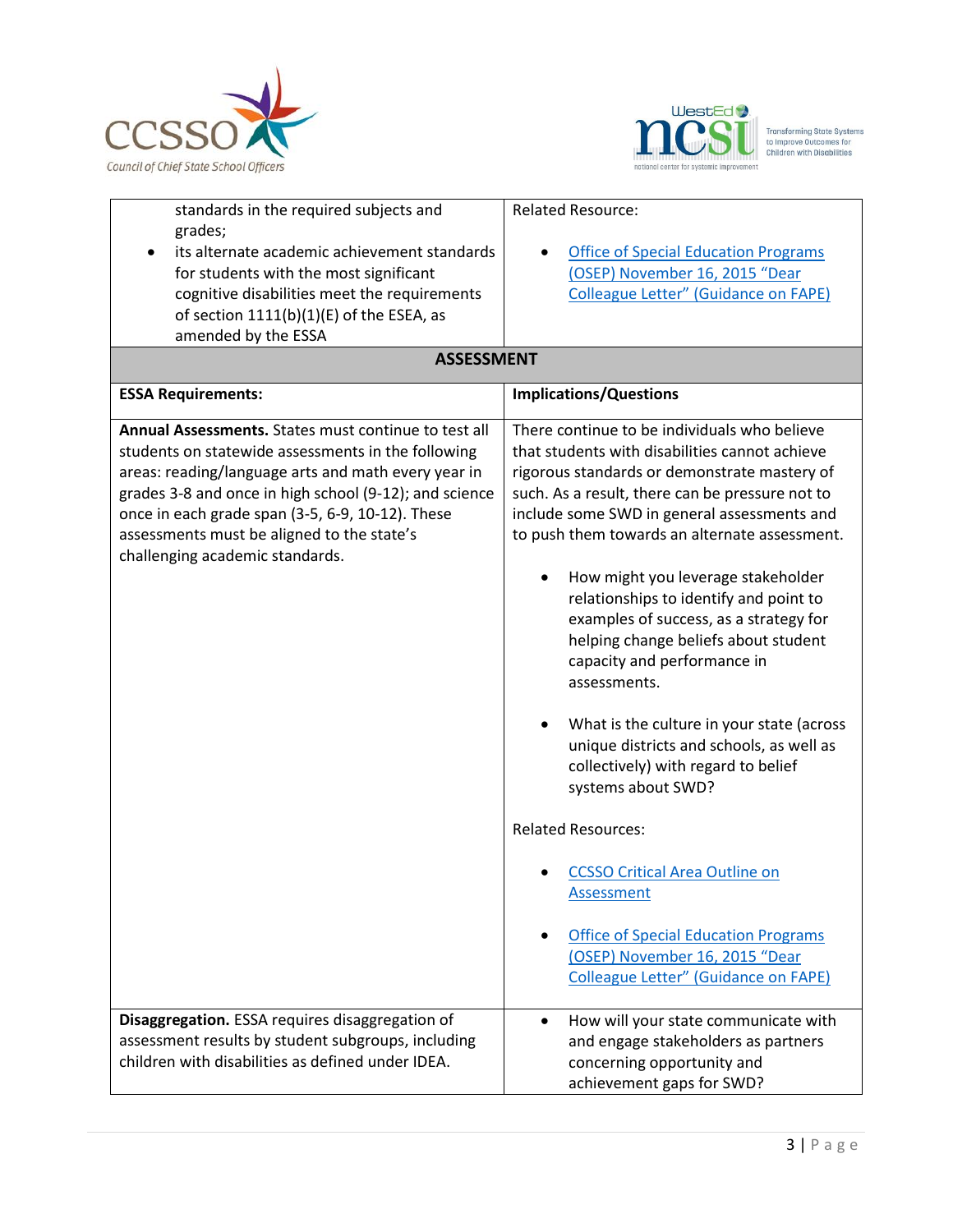| | |
|---|---|
| standards in the required subjects and grades;<br>• its alternate academic achievement standards for students with the most significant cognitive disabilities meet the requirements of section 1111(b)(1)(E) of the ESEA, as amended by the ESSA | Related Resource:<br>• Office of Special Education Programs (OSEP) November 16, 2015 "Dear Colleague Letter" (Guidance on FAPE) |

## ASSESSMENT

| ESSA Requirements: | Implications/Questions |
|---|---|
| **Annual Assessments.** States must continue to test all students on statewide assessments in the following areas: reading/language arts and math every year in grades 3-8 and once in high school (9-12); and science once in each grade span (3-5, 6-9, 10-12). These assessments must be aligned to the state's challenging academic standards. | There continue to be individuals who believe that students with disabilities cannot achieve rigorous standards or demonstrate mastery of such. As a result, there can be pressure not to include some SWD in general assessments and to push them towards an alternate assessment.<br><br>• How might you leverage stakeholder relationships to identify and point to examples of success, as a strategy for helping change beliefs about student capacity and performance in assessments.<br><br>• What is the culture in your state (across unique districts and schools, as well as collectively) with regard to belief systems about SWD?<br><br>Related Resources:<br><br>• CCSSO Critical Area Outline on Assessment<br><br>• Office of Special Education Programs (OSEP) November 16, 2015 "Dear Colleague Letter" (Guidance on FAPE) |
| **Disaggregation.** ESSA requires disaggregation of assessment results by student subgroups, including children with disabilities as defined under IDEA. | • How will your state communicate with and engage stakeholders as partners concerning opportunity and achievement gaps for SWD? |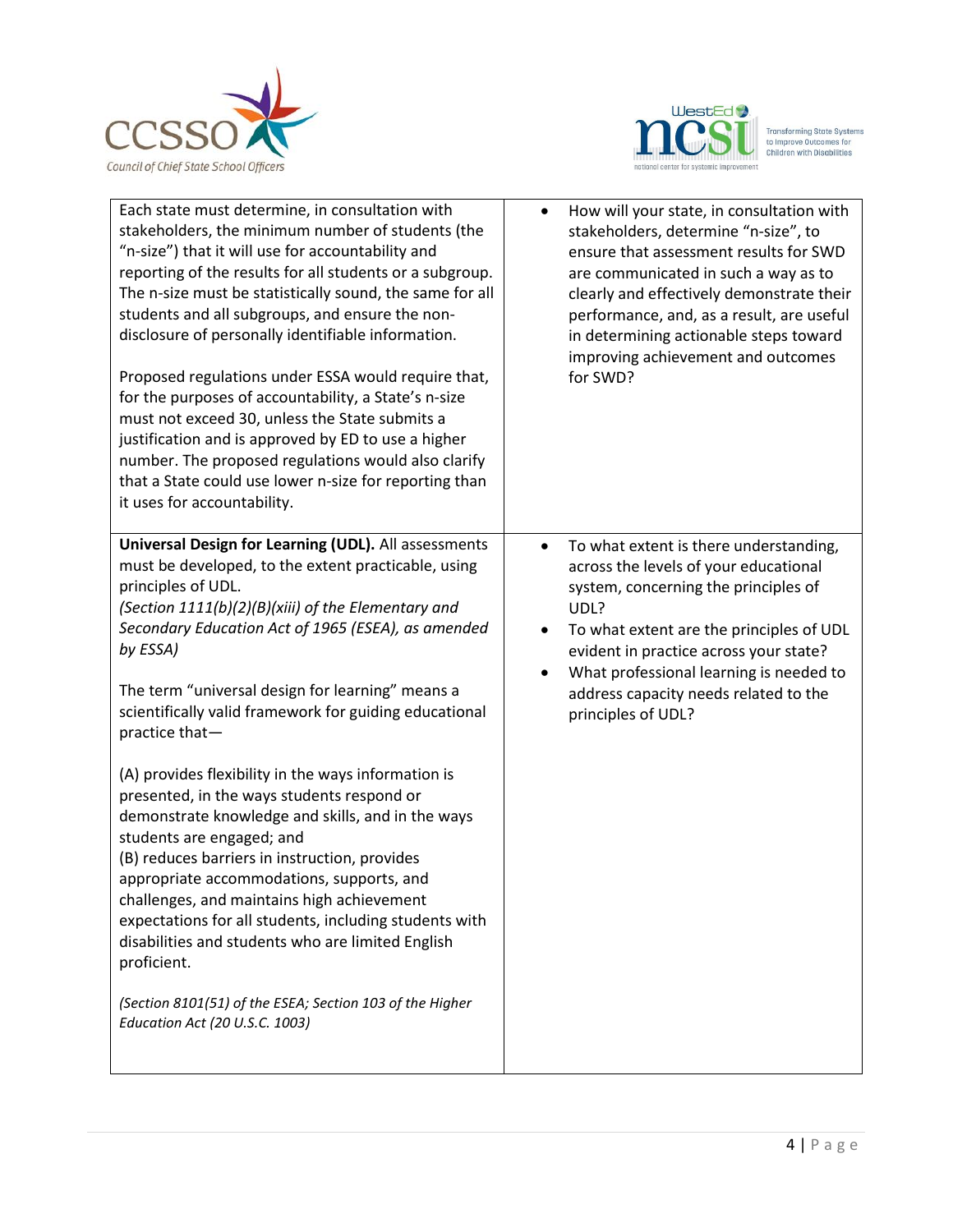| | |
|---|---|
| Each state must determine, in consultation with stakeholders, the minimum number of students (the "n-size") that it will use for accountability and reporting of the results for all students or a subgroup. The n-size must be statistically sound, the same for all students and all subgroups, and ensure the non-disclosure of personally identifiable information.<br><br>Proposed regulations under ESSA would require that, for the purposes of accountability, a State's n-size must not exceed 30, unless the State submits a justification and is approved by ED to use a higher number. The proposed regulations would also clarify that a State could use lower n-size for reporting than it uses for accountability. | • How will your state, in consultation with stakeholders, determine "n-size", to ensure that assessment results for SWD are communicated in such a way as to clearly and effectively demonstrate their performance, and, as a result, are useful in determining actionable steps toward improving achievement and outcomes for SWD? |
| **Universal Design for Learning (UDL).** All assessments must be developed, to the extent practicable, using principles of UDL.<br>*(Section 1111(b)(2)(B)(xiii) of the Elementary and Secondary Education Act of 1965 (ESEA), as amended by ESSA)*<br><br>The term "universal design for learning" means a scientifically valid framework for guiding educational practice that—<br><br>(A) provides flexibility in the ways information is presented, in the ways students respond or demonstrate knowledge and skills, and in the ways students are engaged; and<br>(B) reduces barriers in instruction, provides appropriate accommodations, supports, and challenges, and maintains high achievement expectations for all students, including students with disabilities and students who are limited English proficient.<br><br>*(Section 8101(51) of the ESEA; Section 103 of the Higher Education Act (20 U.S.C. 1003)* | • To what extent is there understanding, across the levels of your educational system, concerning the principles of UDL?<br>• To what extent are the principles of UDL evident in practice across your state?<br>• What professional learning is needed to address capacity needs related to the principles of UDL? |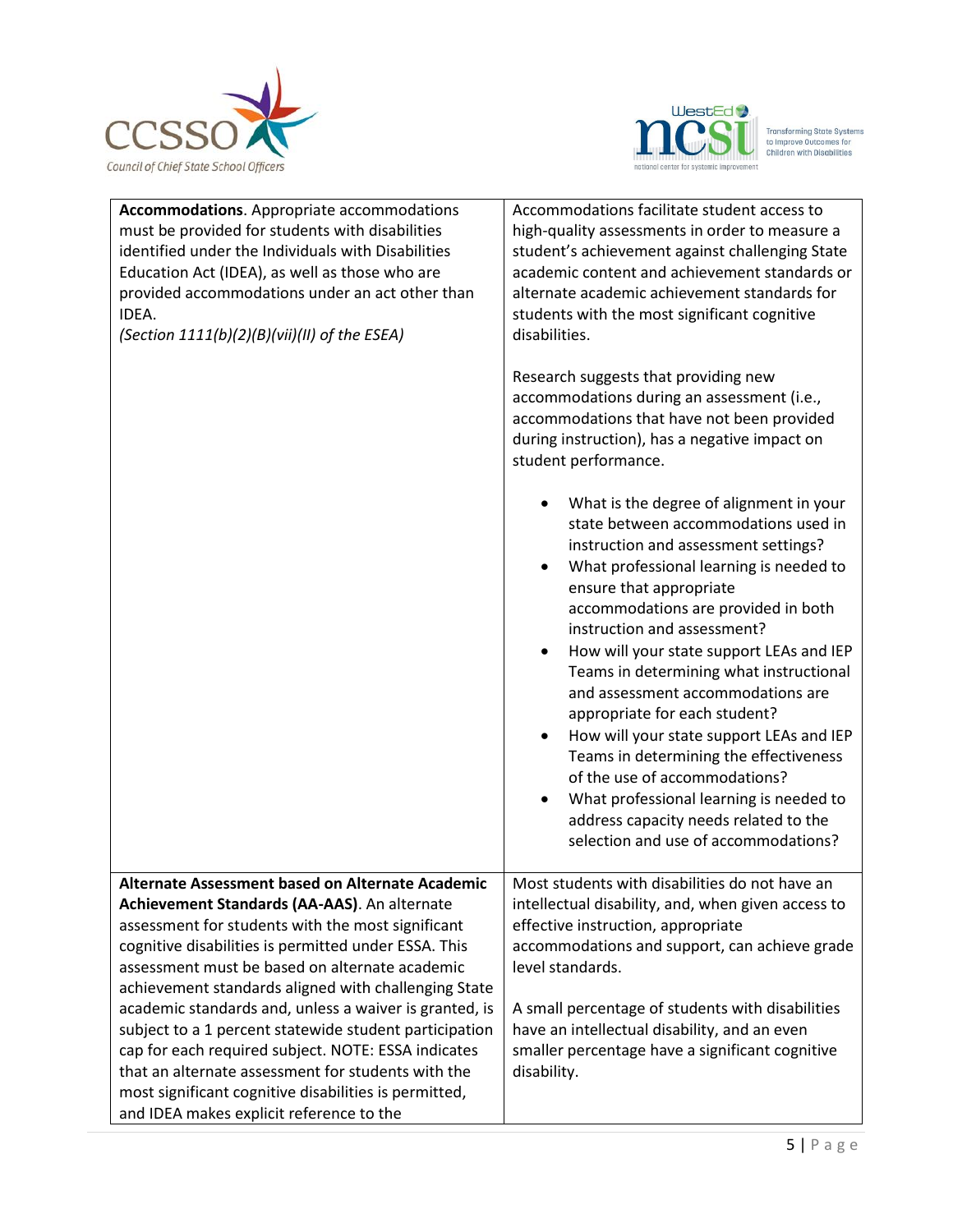| | |
|---|---|
| **Accommodations**. Appropriate accommodations must be provided for students with disabilities identified under the Individuals with Disabilities Education Act (IDEA), as well as those who are provided accommodations under an act other than IDEA.<br>*(Section 1111(b)(2)(B)(vii)(II) of the ESEA)* | Accommodations facilitate student access to high-quality assessments in order to measure a student's achievement against challenging State academic content and achievement standards or alternate academic achievement standards for students with the most significant cognitive disabilities.<br><br>Research suggests that providing new accommodations during an assessment (i.e., accommodations that have not been provided during instruction), has a negative impact on student performance.<br><br>• What is the degree of alignment in your state between accommodations used in instruction and assessment settings?<br>• What professional learning is needed to ensure that appropriate accommodations are provided in both instruction and assessment?<br>• How will your state support LEAs and IEP Teams in determining what instructional and assessment accommodations are appropriate for each student?<br>• How will your state support LEAs and IEP Teams in determining the effectiveness of the use of accommodations?<br>• What professional learning is needed to address capacity needs related to the selection and use of accommodations? |
| **Alternate Assessment based on Alternate Academic Achievement Standards (AA-AAS)**. An alternate assessment for students with the most significant cognitive disabilities is permitted under ESSA. This assessment must be based on alternate academic achievement standards aligned with challenging State academic standards and, unless a waiver is granted, is subject to a 1 percent statewide student participation cap for each required subject. NOTE: ESSA indicates that an alternate assessment for students with the most significant cognitive disabilities is permitted, and IDEA makes explicit reference to the | Most students with disabilities do not have an intellectual disability, and, when given access to effective instruction, appropriate accommodations and support, can achieve grade level standards.<br><br>A small percentage of students with disabilities have an intellectual disability, and an even smaller percentage have a significant cognitive disability. |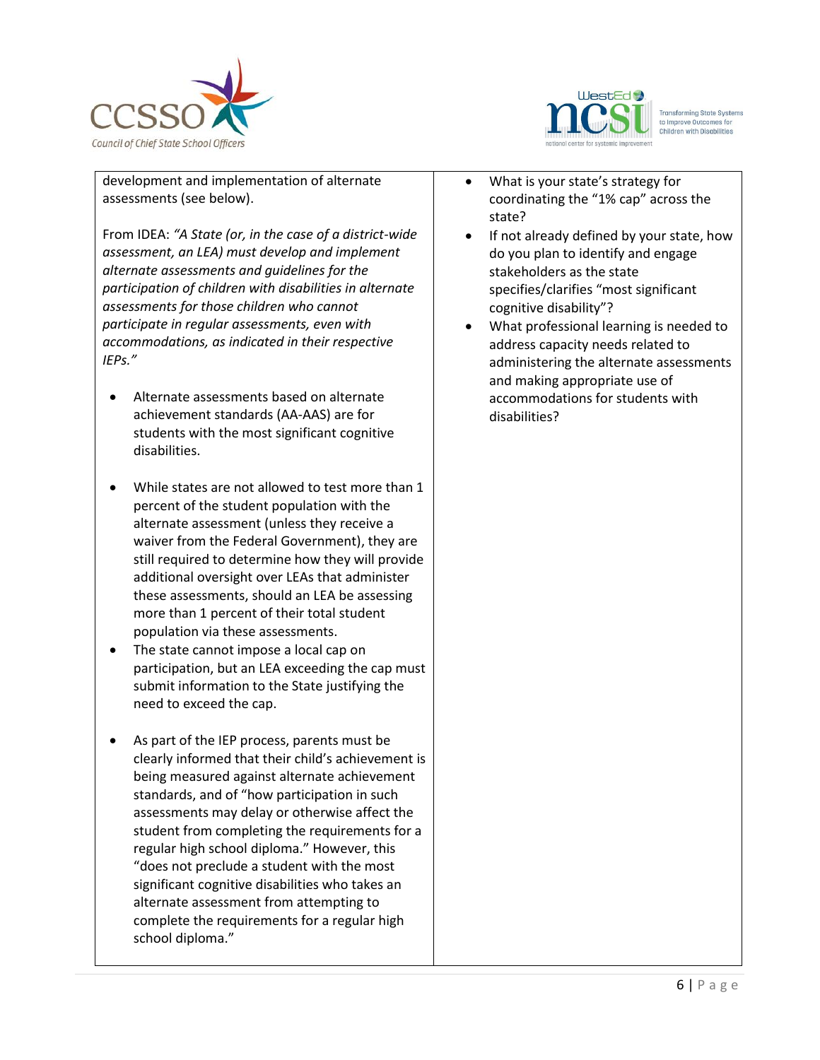| | |
|---|---|
| development and implementation of alternate assessments (see below).<br><br>From IDEA: *"A State (or, in the case of a district-wide assessment, an LEA) must develop and implement alternate assessments and guidelines for the participation of children with disabilities in alternate assessments for those children who cannot participate in regular assessments, even with accommodations, as indicated in their respective IEPs."*<br><br>• Alternate assessments based on alternate achievement standards (AA-AAS) are for students with the most significant cognitive disabilities.<br><br>• While states are not allowed to test more than 1 percent of the student population with the alternate assessment (unless they receive a waiver from the Federal Government), they are still required to determine how they will provide additional oversight over LEAs that administer these assessments, should an LEA be assessing more than 1 percent of their total student population via these assessments.<br>• The state cannot impose a local cap on participation, but an LEA exceeding the cap must submit information to the State justifying the need to exceed the cap.<br><br>• As part of the IEP process, parents must be clearly informed that their child's achievement is being measured against alternate achievement standards, and of "how participation in such assessments may delay or otherwise affect the student from completing the requirements for a regular high school diploma." However, this "does not preclude a student with the most significant cognitive disabilities who takes an alternate assessment from attempting to complete the requirements for a regular high school diploma." | • What is your state's strategy for coordinating the "1% cap" across the state?<br>• If not already defined by your state, how do you plan to identify and engage stakeholders as the state specifies/clarifies "most significant cognitive disability"?<br>• What professional learning is needed to address capacity needs related to administering the alternate assessments and making appropriate use of accommodations for students with disabilities? |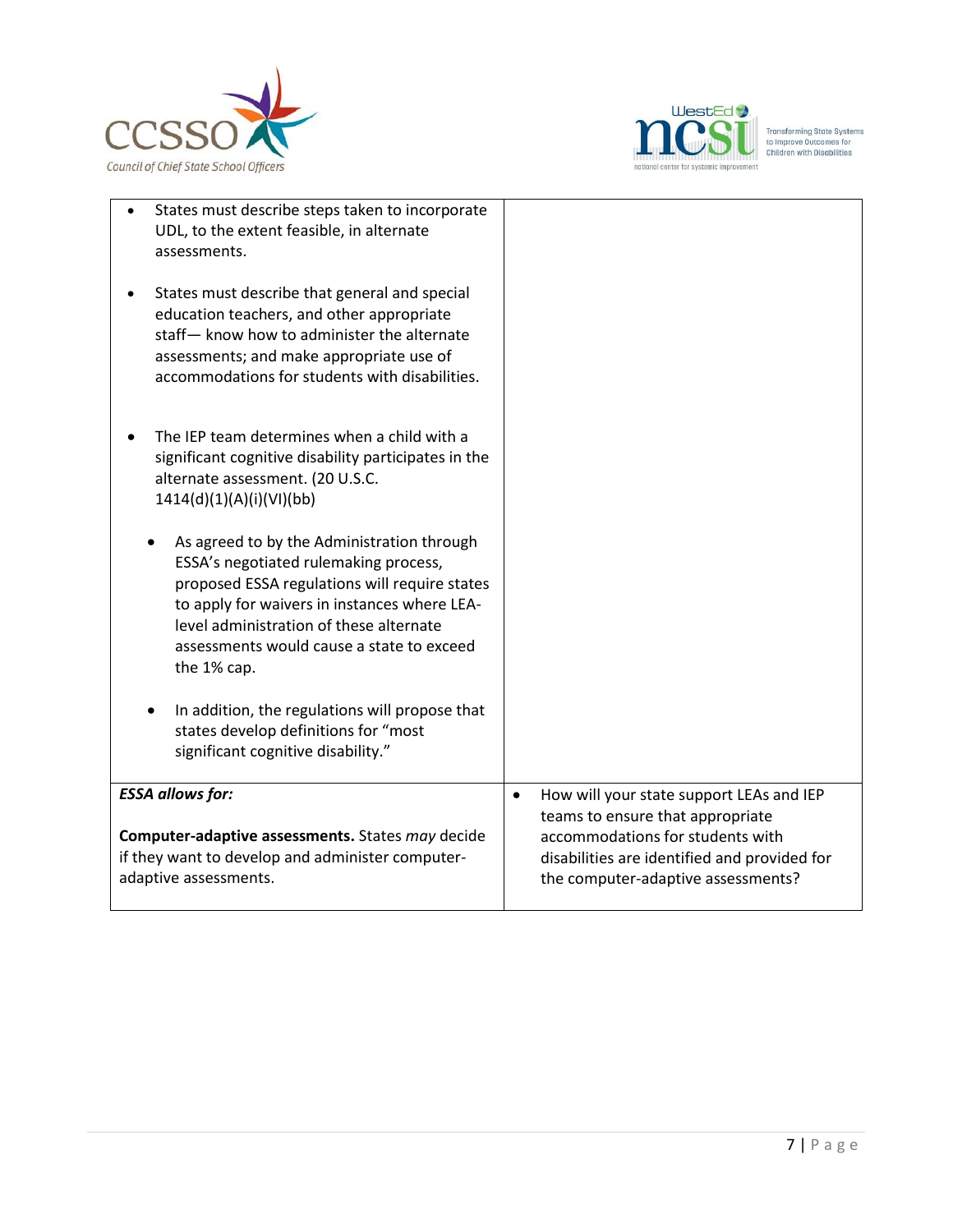| | |
|---|---|
| • States must describe steps taken to incorporate UDL, to the extent feasible, in alternate assessments.<br><br>• States must describe that general and special education teachers, and other appropriate staff— know how to administer the alternate assessments; and make appropriate use of accommodations for students with disabilities.<br><br>• The IEP team determines when a child with a significant cognitive disability participates in the alternate assessment. (20 U.S.C. 1414(d)(1)(A)(i)(VI)(bb)<br><br>  ◦ As agreed to by the Administration through ESSA's negotiated rulemaking process, proposed ESSA regulations will require states to apply for waivers in instances where LEA-level administration of these alternate assessments would cause a state to exceed the 1% cap.<br><br>  ◦ In addition, the regulations will propose that states develop definitions for "most significant cognitive disability." | |
| ***ESSA allows for:***<br><br>**Computer-adaptive assessments.** States *may* decide if they want to develop and administer computer-adaptive assessments. | • How will your state support LEAs and IEP teams to ensure that appropriate accommodations for students with disabilities are identified and provided for the computer-adaptive assessments? |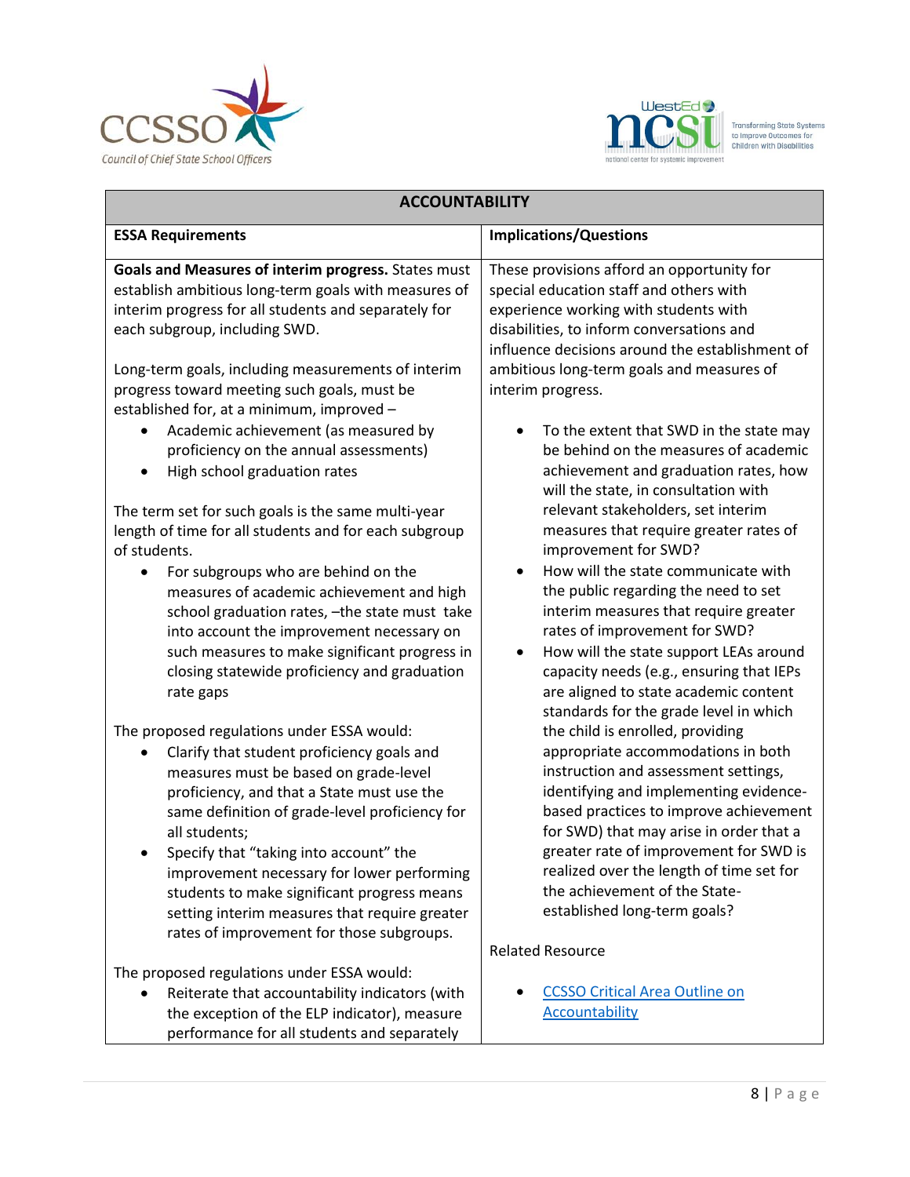| ACCOUNTABILITY | |
|---|---|
| **ESSA Requirements** | **Implications/Questions** |
| **Goals and Measures of interim progress.** States must establish ambitious long-term goals with measures of interim progress for all students and separately for each subgroup, including SWD.<br><br>Long-term goals, including measurements of interim progress toward meeting such goals, must be established for, at a minimum, improved –<ul><li>Academic achievement (as measured by proficiency on the annual assessments)</li><li>High school graduation rates</li></ul>The term set for such goals is the same multi-year length of time for all students and for each subgroup of students.<ul><li>For subgroups who are behind on the measures of academic achievement and high school graduation rates, –the state must take into account the improvement necessary on such measures to make significant progress in closing statewide proficiency and graduation rate gaps</li></ul>The proposed regulations under ESSA would:<ul><li>Clarify that student proficiency goals and measures must be based on grade-level proficiency, and that a State must use the same definition of grade-level proficiency for all students;</li><li>Specify that "taking into account" the improvement necessary for lower performing students to make significant progress means setting interim measures that require greater rates of improvement for those subgroups.</li></ul>The proposed regulations under ESSA would:<ul><li>Reiterate that accountability indicators (with the exception of the ELP indicator), measure performance for all students and separately</li></ul> | These provisions afford an opportunity for special education staff and others with experience working with students with disabilities, to inform conversations and influence decisions around the establishment of ambitious long-term goals and measures of interim progress.<ul><li>To the extent that SWD in the state may be behind on the measures of academic achievement and graduation rates, how will the state, in consultation with relevant stakeholders, set interim measures that require greater rates of improvement for SWD?</li><li>How will the state communicate with the public regarding the need to set interim measures that require greater rates of improvement for SWD?</li><li>How will the state support LEAs around capacity needs (e.g., ensuring that IEPs are aligned to state academic content standards for the grade level in which the child is enrolled, providing appropriate accommodations in both instruction and assessment settings, identifying and implementing evidence-based practices to improve achievement for SWD) that may arise in order that a greater rate of improvement for SWD is realized over the length of time set for the achievement of the State-established long-term goals?</li></ul>Related Resource<ul><li>CCSSO Critical Area Outline on Accountability</li></ul> |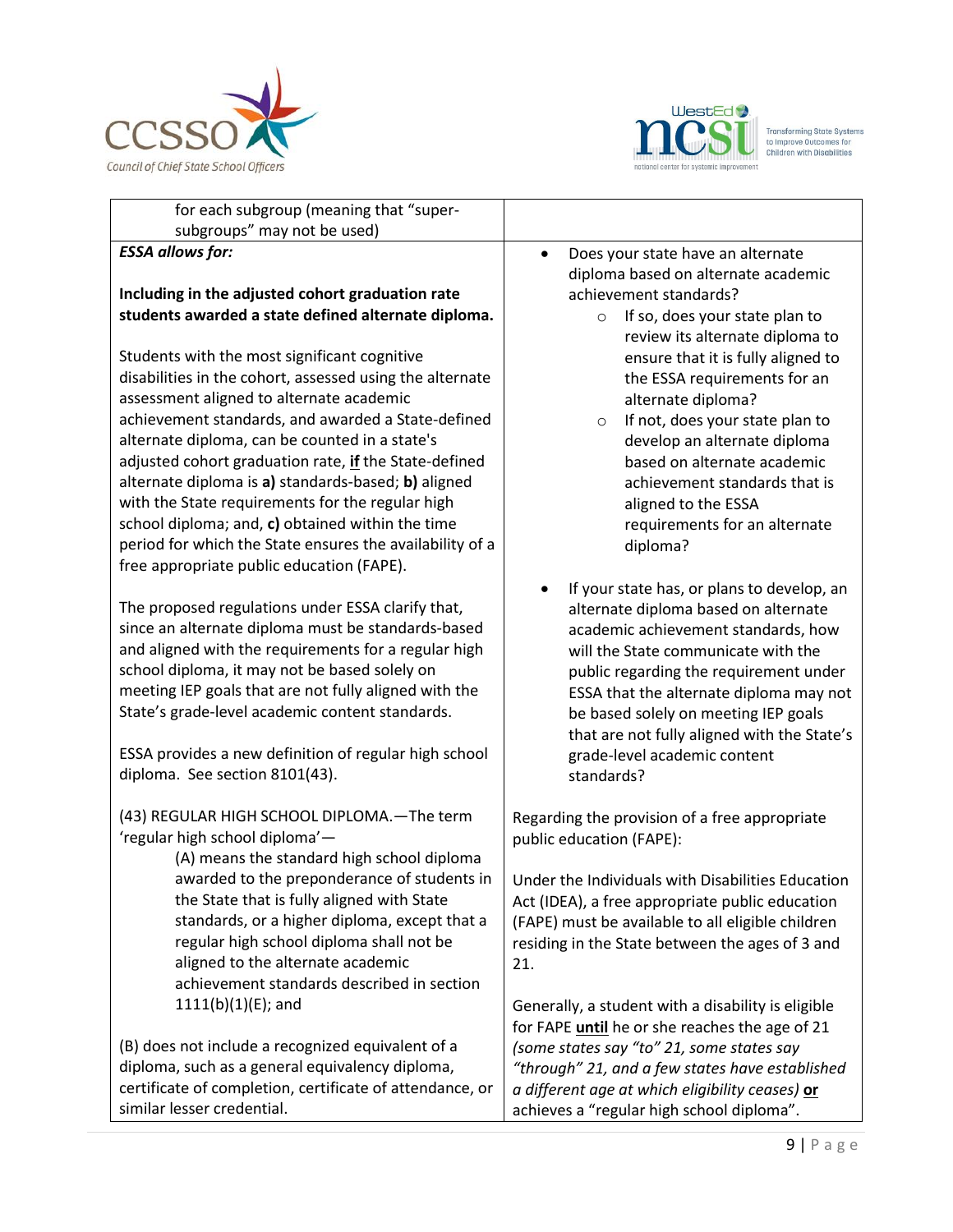| | |
|---|---|
| for each subgroup (meaning that "super-subgroups" may not be used) | |
| ***ESSA allows for:*** <br><br> **Including in the adjusted cohort graduation rate students awarded a state defined alternate diploma.** <br><br> Students with the most significant cognitive disabilities in the cohort, assessed using the alternate assessment aligned to alternate academic achievement standards, and awarded a State-defined alternate diploma, can be counted in a state's adjusted cohort graduation rate, <u>**if**</u> the State-defined alternate diploma is **a)** standards-based; **b)** aligned with the State requirements for the regular high school diploma; and, **c)** obtained within the time period for which the State ensures the availability of a free appropriate public education (FAPE). <br><br> The proposed regulations under ESSA clarify that, since an alternate diploma must be standards-based and aligned with the requirements for a regular high school diploma, it may not be based solely on meeting IEP goals that are not fully aligned with the State's grade-level academic content standards. <br><br> ESSA provides a new definition of regular high school diploma. See section 8101(43). <br><br> (43) REGULAR HIGH SCHOOL DIPLOMA.—The term 'regular high school diploma'— <br> (A) means the standard high school diploma awarded to the preponderance of students in the State that is fully aligned with State standards, or a higher diploma, except that a regular high school diploma shall not be aligned to the alternate academic achievement standards described in section 1111(b)(1)(E); and <br><br> (B) does not include a recognized equivalent of a diploma, such as a general equivalency diploma, certificate of completion, certificate of attendance, or similar lesser credential. | • Does your state have an alternate diploma based on alternate academic achievement standards? <br> ○ If so, does your state plan to review its alternate diploma to ensure that it is fully aligned to the ESSA requirements for an alternate diploma? <br> ○ If not, does your state plan to develop an alternate diploma based on alternate academic achievement standards that is aligned to the ESSA requirements for an alternate diploma? <br><br> • If your state has, or plans to develop, an alternate diploma based on alternate academic achievement standards, how will the State communicate with the public regarding the requirement under ESSA that the alternate diploma may not be based solely on meeting IEP goals that are not fully aligned with the State's grade-level academic content standards? <br><br> Regarding the provision of a free appropriate public education (FAPE): <br><br> Under the Individuals with Disabilities Education Act (IDEA), a free appropriate public education (FAPE) must be available to all eligible children residing in the State between the ages of 3 and 21. <br><br> Generally, a student with a disability is eligible for FAPE <u>**until**</u> he or she reaches the age of 21 *(some states say "to" 21, some states say "through" 21, and a few states have established a different age at which eligibility ceases)* <u>**or**</u> achieves a "regular high school diploma". |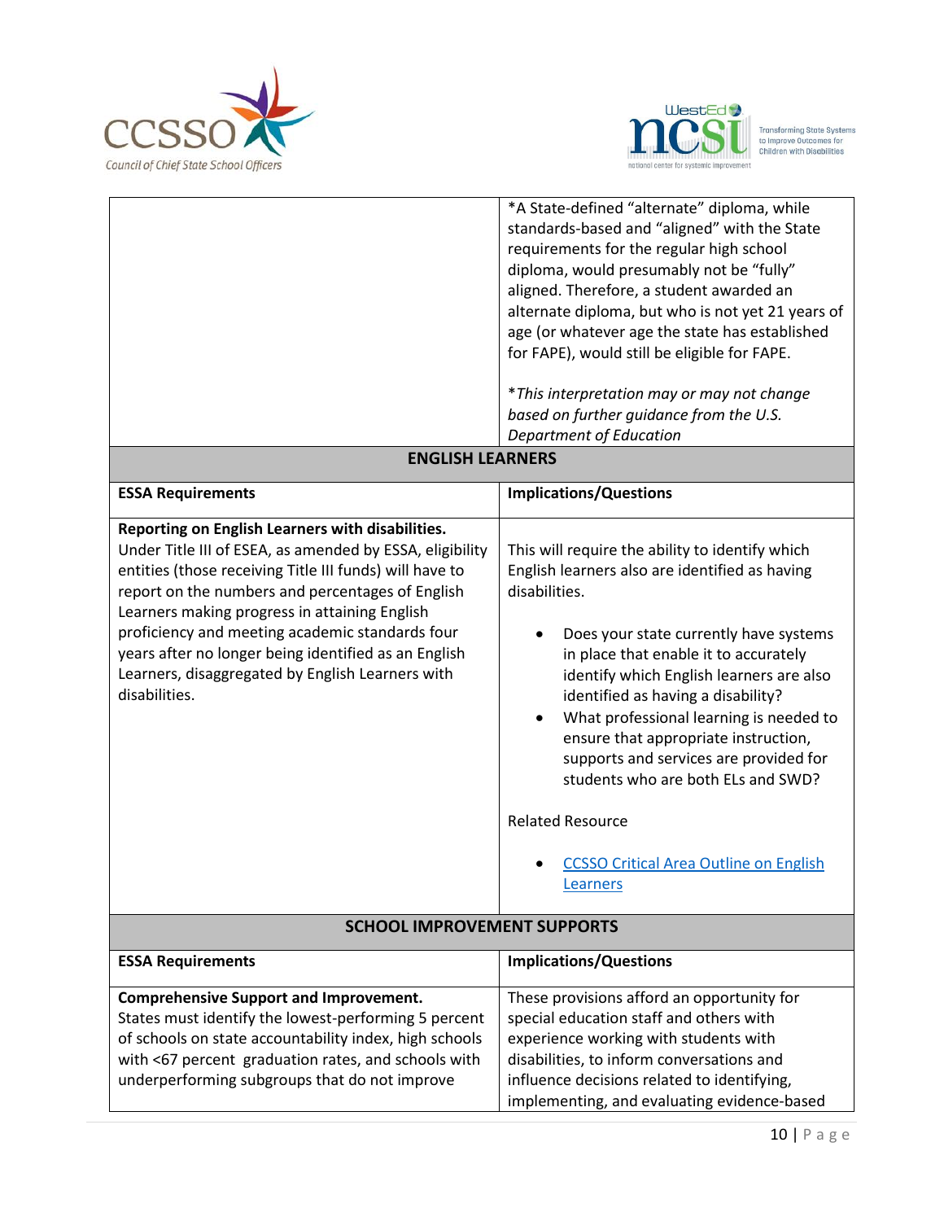| | |
|---|---|
| | *A State-defined "alternate" diploma, while standards-based and "aligned" with the State requirements for the regular high school diploma, would presumably not be "fully" aligned. Therefore, a student awarded an alternate diploma, but who is not yet 21 years of age (or whatever age the state has established for FAPE), would still be eligible for FAPE.<br><br>**This interpretation may or may not change based on further guidance from the U.S. Department of Education* |

| ENGLISH LEARNERS | |
|---|---|
| **ESSA Requirements** | **Implications/Questions** |
| **Reporting on English Learners with disabilities.** Under Title III of ESEA, as amended by ESSA, eligibility entities (those receiving Title III funds) will have to report on the numbers and percentages of English Learners making progress in attaining English proficiency and meeting academic standards four years after no longer being identified as an English Learners, disaggregated by English Learners with disabilities. | This will require the ability to identify which English learners also are identified as having disabilities.<br><br>• Does your state currently have systems in place that enable it to accurately identify which English learners are also identified as having a disability?<br>• What professional learning is needed to ensure that appropriate instruction, supports and services are provided for students who are both ELs and SWD?<br><br>Related Resource<br><br>• CCSSO Critical Area Outline on English Learners |

| SCHOOL IMPROVEMENT SUPPORTS | |
|---|---|
| **ESSA Requirements** | **Implications/Questions** |
| **Comprehensive Support and Improvement.** States must identify the lowest-performing 5 percent of schools on state accountability index, high schools with <67 percent graduation rates, and schools with underperforming subgroups that do not improve | These provisions afford an opportunity for special education staff and others with experience working with students with disabilities, to inform conversations and influence decisions related to identifying, implementing, and evaluating evidence-based |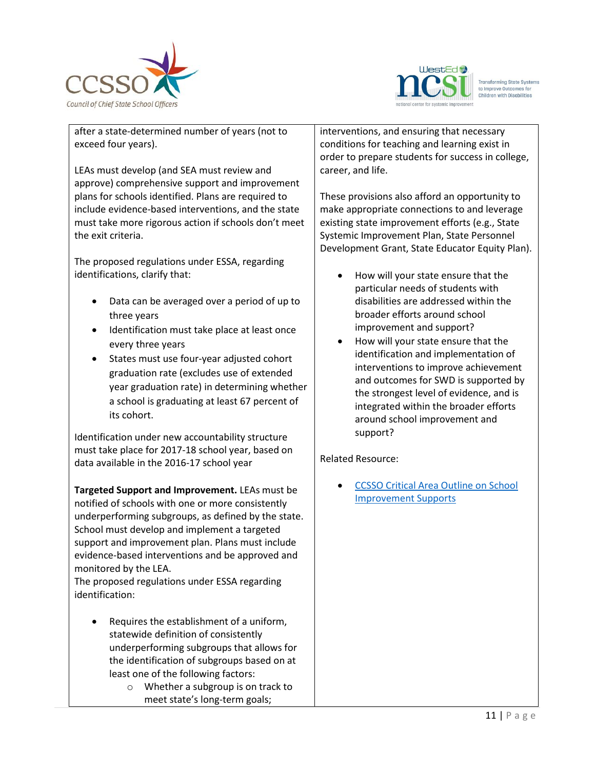| | |
|---|---|
| after a state-determined number of years (not to exceed four years).<br><br>LEAs must develop (and SEA must review and approve) comprehensive support and improvement plans for schools identified. Plans are required to include evidence-based interventions, and the state must take more rigorous action if schools don't meet the exit criteria.<br><br>The proposed regulations under ESSA, regarding identifications, clarify that:<br><br>• Data can be averaged over a period of up to three years<br>• Identification must take place at least once every three years<br>• States must use four-year adjusted cohort graduation rate (excludes use of extended year graduation rate) in determining whether a school is graduating at least 67 percent of its cohort.<br><br>Identification under new accountability structure must take place for 2017-18 school year, based on data available in the 2016-17 school year<br><br>**Targeted Support and Improvement.** LEAs must be notified of schools with one or more consistently underperforming subgroups, as defined by the state. School must develop and implement a targeted support and improvement plan. Plans must include evidence-based interventions and be approved and monitored by the LEA.<br>The proposed regulations under ESSA regarding identification:<br><br>• Requires the establishment of a uniform, statewide definition of consistently underperforming subgroups that allows for the identification of subgroups based on at least one of the following factors:<br>&nbsp;&nbsp;&nbsp;&nbsp;o Whether a subgroup is on track to meet state's long-term goals; | interventions, and ensuring that necessary conditions for teaching and learning exist in order to prepare students for success in college, career, and life.<br><br>These provisions also afford an opportunity to make appropriate connections to and leverage existing state improvement efforts (e.g., State Systemic Improvement Plan, State Personnel Development Grant, State Educator Equity Plan).<br><br>• How will your state ensure that the particular needs of students with disabilities are addressed within the broader efforts around school improvement and support?<br>• How will your state ensure that the identification and implementation of interventions to improve achievement and outcomes for SWD is supported by the strongest level of evidence, and is integrated within the broader efforts around school improvement and support?<br><br>Related Resource:<br><br>• CCSSO Critical Area Outline on School Improvement Supports |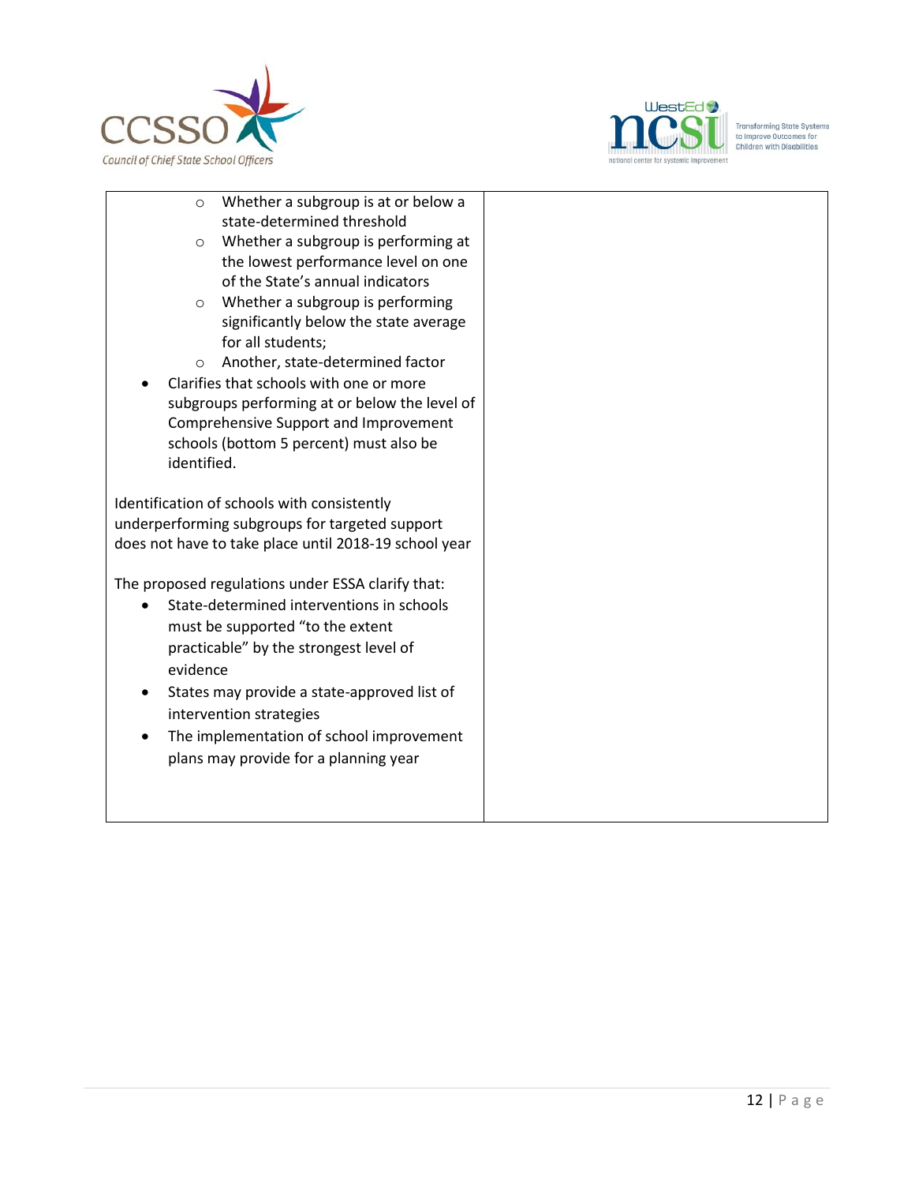| | |
|---|---|
| ◦ Whether a subgroup is at or below a state-determined threshold<br>◦ Whether a subgroup is performing at the lowest performance level on one of the State's annual indicators<br>◦ Whether a subgroup is performing significantly below the state average for all students;<br>◦ Another, state-determined factor<br>• Clarifies that schools with one or more subgroups performing at or below the level of Comprehensive Support and Improvement schools (bottom 5 percent) must also be identified.<br><br>Identification of schools with consistently underperforming subgroups for targeted support does not have to take place until 2018-19 school year<br><br>The proposed regulations under ESSA clarify that:<br>• State-determined interventions in schools must be supported "to the extent practicable" by the strongest level of evidence<br>• States may provide a state-approved list of intervention strategies<br>• The implementation of school improvement plans may provide for a planning year | |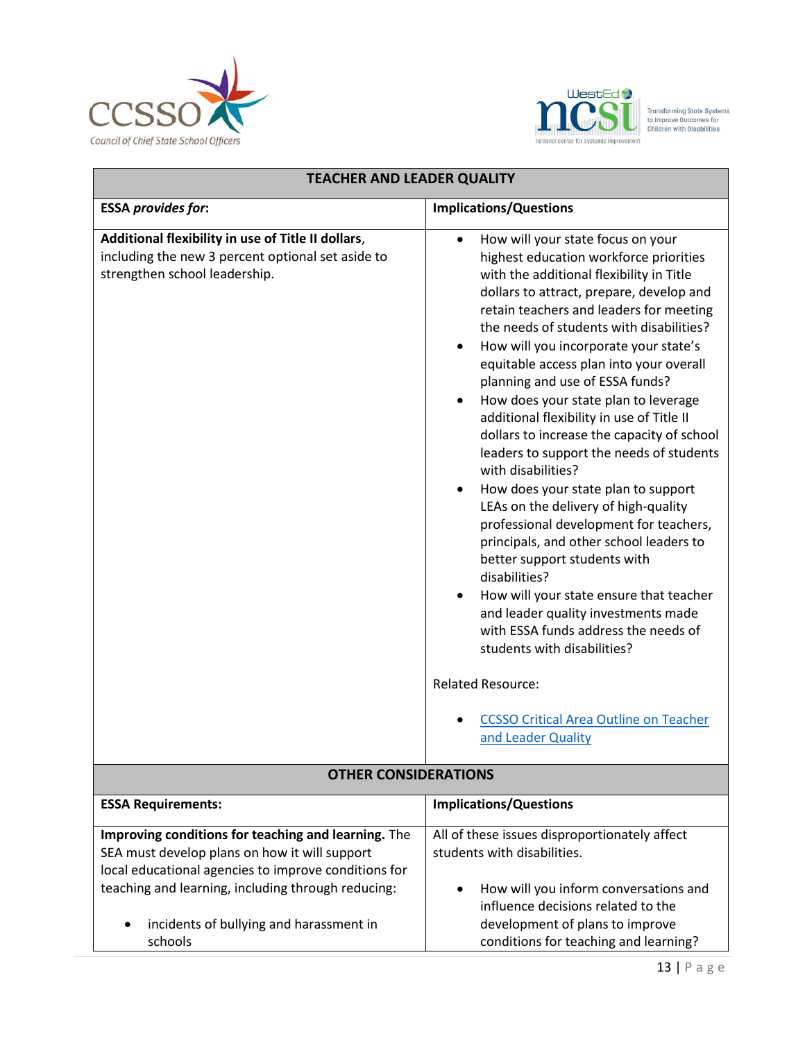| TEACHER AND LEADER QUALITY | |
|---|---|
| **ESSA *provides for*:** | **Implications/Questions** |
| **Additional flexibility in use of Title II dollars**, including the new 3 percent optional set aside to strengthen school leadership. | • How will your state focus on your highest education workforce priorities with the additional flexibility in Title dollars to attract, prepare, develop and retain teachers and leaders for meeting the needs of students with disabilities?<br>• How will you incorporate your state's equitable access plan into your overall planning and use of ESSA funds?<br>• How does your state plan to leverage additional flexibility in use of Title II dollars to increase the capacity of school leaders to support the needs of students with disabilities?<br>• How does your state plan to support LEAs on the delivery of high-quality professional development for teachers, principals, and other school leaders to better support students with disabilities?<br>• How will your state ensure that teacher and leader quality investments made with ESSA funds address the needs of students with disabilities?<br><br>Related Resource:<br><br>• CCSSO Critical Area Outline on Teacher and Leader Quality |

| OTHER CONSIDERATIONS | |
|---|---|
| **ESSA Requirements:** | **Implications/Questions** |
| **Improving conditions for teaching and learning.** The SEA must develop plans on how it will support local educational agencies to improve conditions for teaching and learning, including through reducing:<br><br>• incidents of bullying and harassment in schools | All of these issues disproportionately affect students with disabilities.<br><br>• How will you inform conversations and influence decisions related to the development of plans to improve conditions for teaching and learning? |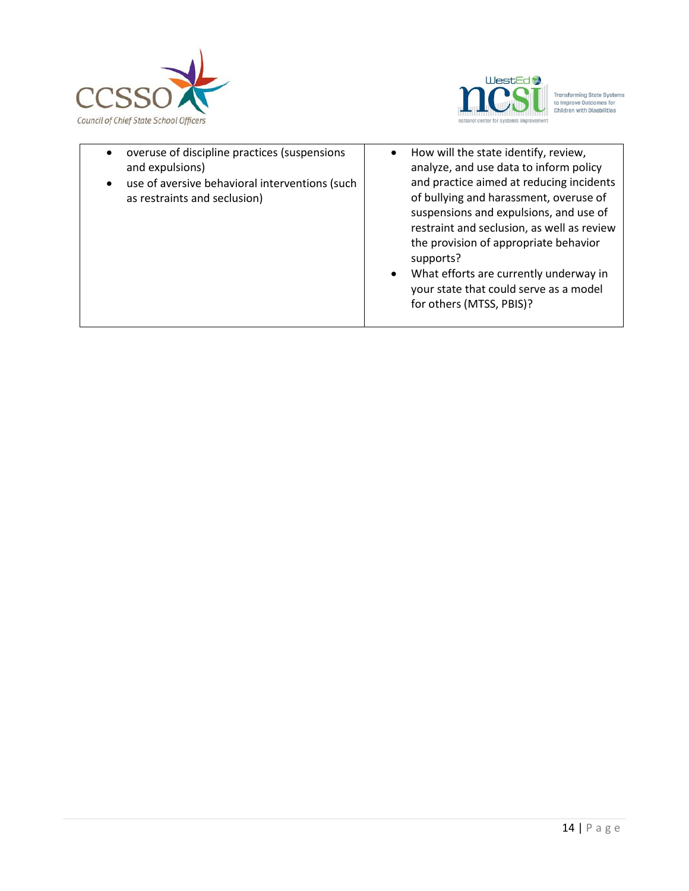| | |
|---|---|
| <ul><li>overuse of discipline practices (suspensions and expulsions)</li><li>use of aversive behavioral interventions (such as restraints and seclusion)</li></ul> | <ul><li>How will the state identify, review, analyze, and use data to inform policy and practice aimed at reducing incidents of bullying and harassment, overuse of suspensions and expulsions, and use of restraint and seclusion, as well as review the provision of appropriate behavior supports?</li><li>What efforts are currently underway in your state that could serve as a model for others (MTSS, PBIS)?</li></ul> |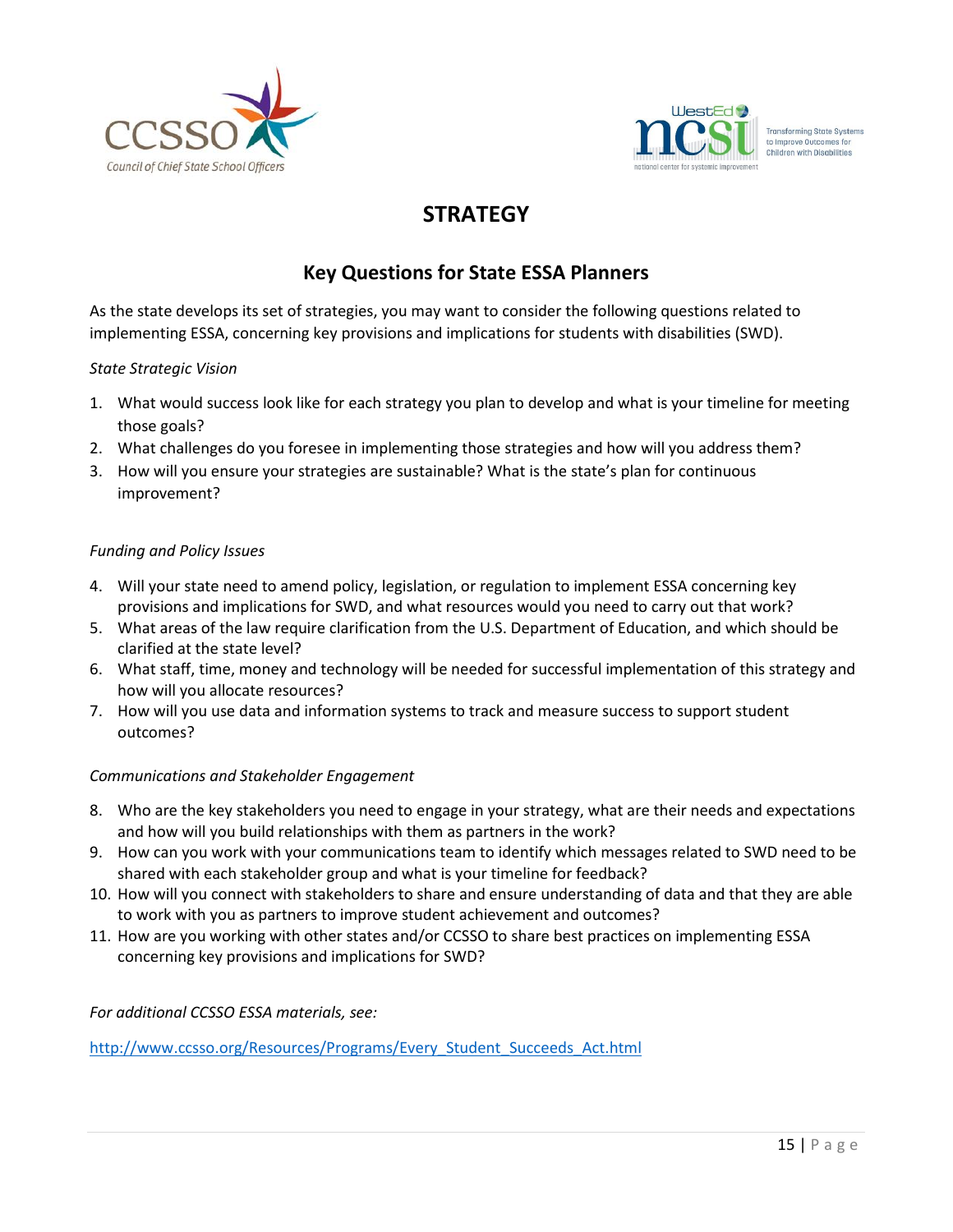# STRATEGY

## Key Questions for State ESSA Planners

As the state develops its set of strategies, you may want to consider the following questions related to implementing ESSA, concerning key provisions and implications for students with disabilities (SWD).

*State Strategic Vision*

1. What would success look like for each strategy you plan to develop and what is your timeline for meeting those goals?
2. What challenges do you foresee in implementing those strategies and how will you address them?
3. How will you ensure your strategies are sustainable? What is the state's plan for continuous improvement?

*Funding and Policy Issues*

4. Will your state need to amend policy, legislation, or regulation to implement ESSA concerning key provisions and implications for SWD, and what resources would you need to carry out that work?
5. What areas of the law require clarification from the U.S. Department of Education, and which should be clarified at the state level?
6. What staff, time, money and technology will be needed for successful implementation of this strategy and how will you allocate resources?
7. How will you use data and information systems to track and measure success to support student outcomes?

*Communications and Stakeholder Engagement*

8. Who are the key stakeholders you need to engage in your strategy, what are their needs and expectations and how will you build relationships with them as partners in the work?
9. How can you work with your communications team to identify which messages related to SWD need to be shared with each stakeholder group and what is your timeline for feedback?
10. How will you connect with stakeholders to share and ensure understanding of data and that they are able to work with you as partners to improve student achievement and outcomes?
11. How are you working with other states and/or CCSSO to share best practices on implementing ESSA concerning key provisions and implications for SWD?

*For additional CCSSO ESSA materials, see:*

http://www.ccsso.org/Resources/Programs/Every_Student_Succeeds_Act.html